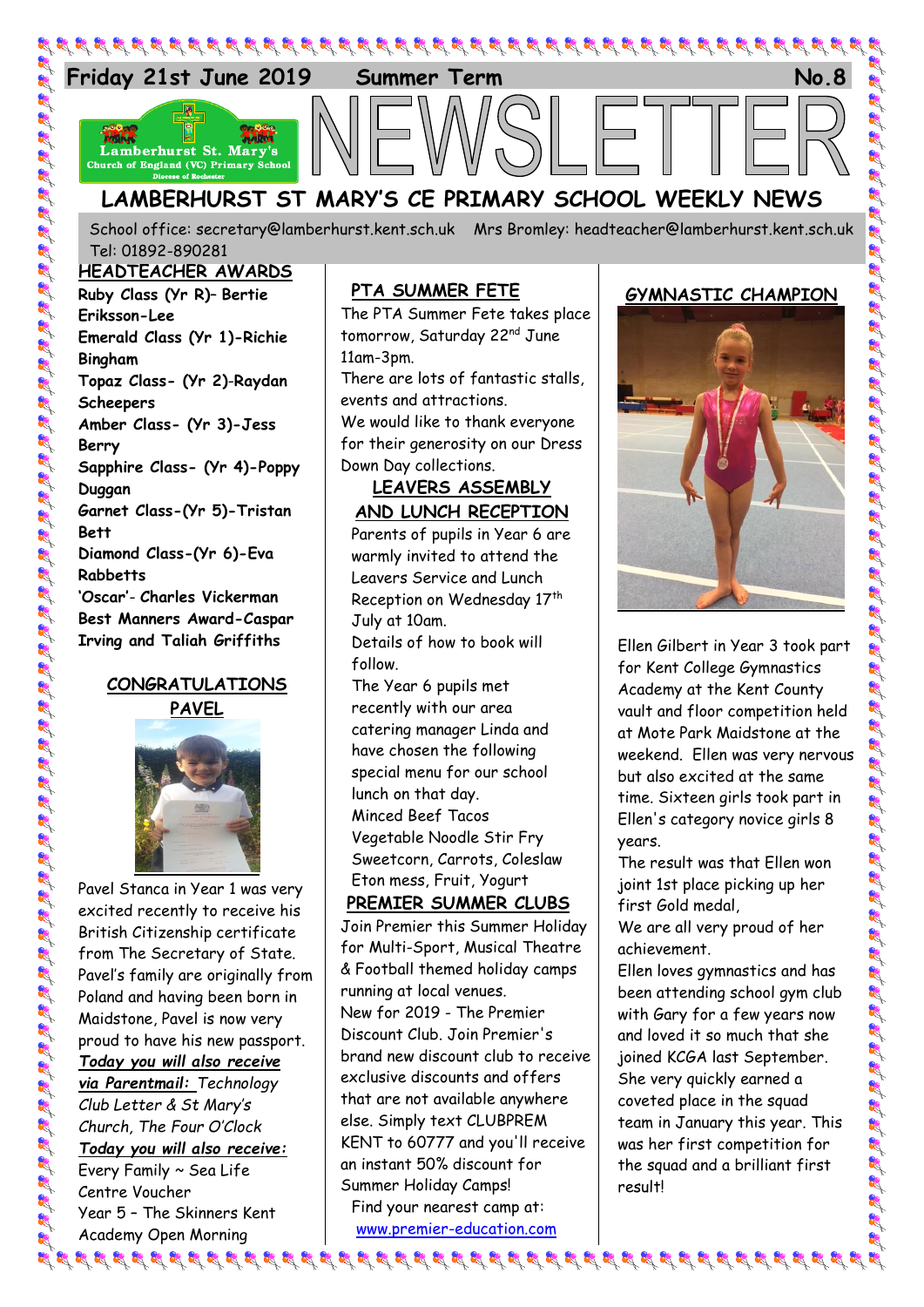Friday 21st June 2019 Summer Term No.8

# NEWSLETTER

Lamberhurst St. Mary's Church of England (VC) Primary School
Diocese of Rochester

## LAMBERHURST ST MARY'S CE PRIMARY SCHOOL WEEKLY NEWS

School office: secretary@lamberhurst.kent.sch.uk Mrs Bromley: headteacher@lamberhurst.kent.sch.uk Tel: 01892-890281

### HEADTEACHER AWARDS

**Ruby Class (Yr R)– Bertie Eriksson-Lee**
**Emerald Class (Yr 1)-Richie Bingham**
**Topaz Class- (Yr 2)-Raydan Scheepers**
**Amber Class- (Yr 3)-Jess Berry**
**Sapphire Class- (Yr 4)-Poppy Duggan**
**Garnet Class-(Yr 5)-Tristan Bett**
**Diamond Class-(Yr 6)-Eva Rabbetts**
**'Oscar'- Charles Vickerman**
**Best Manners Award-Caspar Irving and Taliah Griffiths**

### CONGRATULATIONS PAVEL

Pavel Stanca in Year 1 was very excited recently to receive his British Citizenship certificate from The Secretary of State. Pavel's family are originally from Poland and having been born in Maidstone, Pavel is now very proud to have his new passport.

***Today you will also receive via Parentmail:*** Technology Club Letter & St Mary's Church, The Four O'Clock

***Today you will also receive:***
Every Family ~ Sea Life Centre Voucher
Year 5 – The Skinners Kent Academy Open Morning

### PTA SUMMER FETE

The PTA Summer Fete takes place tomorrow, Saturday 22nd June 11am-3pm.
There are lots of fantastic stalls, events and attractions.
We would like to thank everyone for their generosity on our Dress Down Day collections.

### LEAVERS ASSEMBLY AND LUNCH RECEPTION

Parents of pupils in Year 6 are warmly invited to attend the Leavers Service and Lunch Reception on Wednesday 17th July at 10am.
Details of how to book will follow.
The Year 6 pupils met recently with our area catering manager Linda and have chosen the following special menu for our school lunch on that day.
Minced Beef Tacos
Vegetable Noodle Stir Fry
Sweetcorn, Carrots, Coleslaw
Eton mess, Fruit, Yogurt

### PREMIER SUMMER CLUBS

Join Premier this Summer Holiday for Multi-Sport, Musical Theatre & Football themed holiday camps running at local venues.
New for 2019 - The Premier Discount Club. Join Premier's brand new discount club to receive exclusive discounts and offers that are not available anywhere else. Simply text CLUBPREM KENT to 60777 and you'll receive an instant 50% discount for Summer Holiday Camps!
Find your nearest camp at: www.premier-education.com

### GYMNASTIC CHAMPION

Ellen Gilbert in Year 3 took part for Kent College Gymnastics Academy at the Kent County vault and floor competition held at Mote Park Maidstone at the weekend. Ellen was very nervous but also excited at the same time. Sixteen girls took part in Ellen's category novice girls 8 years.
The result was that Ellen won joint 1st place picking up her first Gold medal,
We are all very proud of her achievement.
Ellen loves gymnastics and has been attending school gym club with Gary for a few years now and loved it so much that she joined KCGA last September. She very quickly earned a coveted place in the squad team in January this year. This was her first competition for the squad and a brilliant first result!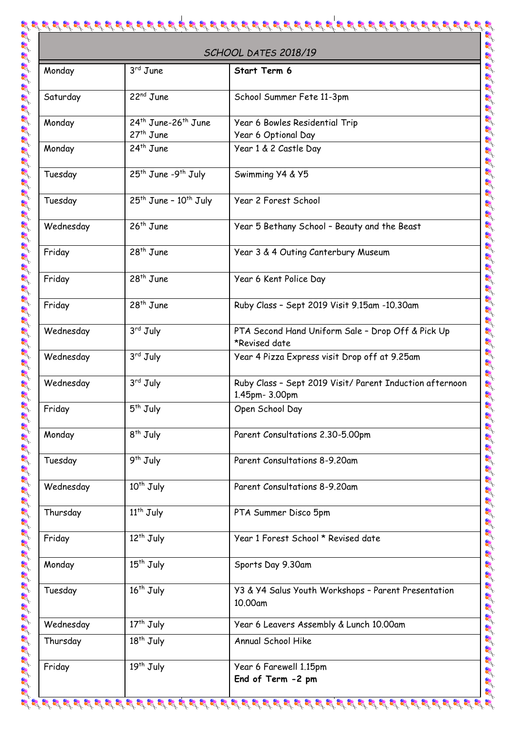| SCHOOL DATES 2018/19 | | |
|---|---|---|
| Monday | 3rd June | **Start Term 6** |
| Saturday | 22nd June | School Summer Fete 11-3pm |
| Monday | 24th June-26th June<br>27th June | Year 6 Bowles Residential Trip<br>Year 6 Optional Day |
| Monday | 24th June | Year 1 & 2 Castle Day |
| Tuesday | 25th June -9th July | Swimming Y4 & Y5 |
| Tuesday | 25th June – 10th July | Year 2 Forest School |
| Wednesday | 26th June | Year 5 Bethany School – Beauty and the Beast |
| Friday | 28th June | Year 3 & 4 Outing Canterbury Museum |
| Friday | 28th June | Year 6 Kent Police Day |
| Friday | 28th June | Ruby Class – Sept 2019 Visit 9.15am -10.30am |
| Wednesday | 3rd July | PTA Second Hand Uniform Sale – Drop Off & Pick Up *Revised date |
| Wednesday | 3rd July | Year 4 Pizza Express visit Drop off at 9.25am |
| Wednesday | 3rd July | Ruby Class – Sept 2019 Visit/ Parent Induction afternoon 1.45pm- 3.00pm |
| Friday | 5th July | Open School Day |
| Monday | 8th July | Parent Consultations 2.30-5.00pm |
| Tuesday | 9th July | Parent Consultations 8-9.20am |
| Wednesday | 10th July | Parent Consultations 8-9.20am |
| Thursday | 11th July | PTA Summer Disco 5pm |
| Friday | 12th July | Year 1 Forest School * Revised date |
| Monday | 15th July | Sports Day 9.30am |
| Tuesday | 16th July | Y3 & Y4 Salus Youth Workshops – Parent Presentation 10.00am |
| Wednesday | 17th July | Year 6 Leavers Assembly & Lunch 10.00am |
| Thursday | 18th July | Annual School Hike |
| Friday | 19th July | Year 6 Farewell 1.15pm<br>**End of Term -2 pm** |